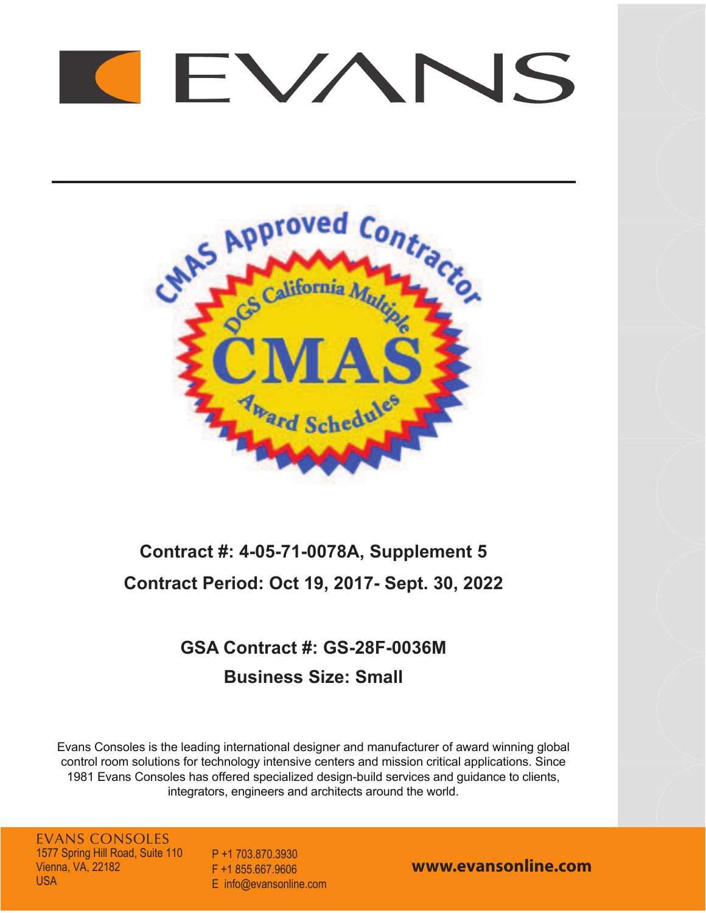# EVANS

CMAS Approved Contractor

DGS California Multiple Award Schedules

**Contract #: 4-05-71-0078A, Supplement 5**

**Contract Period: Oct 19, 2017- Sept. 30, 2022**

**GSA Contract #: GS-28F-0036M**

**Business Size: Small**

Evans Consoles is the leading international designer and manufacturer of award winning global control room solutions for technology intensive centers and mission critical applications. Since 1981 Evans Consoles has offered specialized design-build services and guidance to clients, integrators, engineers and architects around the world.

EVANS CONSOLES
1577 Spring Hill Road, Suite 110
Vienna, VA, 22182
USA

P +1 703.870.3930
F +1 855.667.9606
E info@evansonline.com

**www.evansonline.com**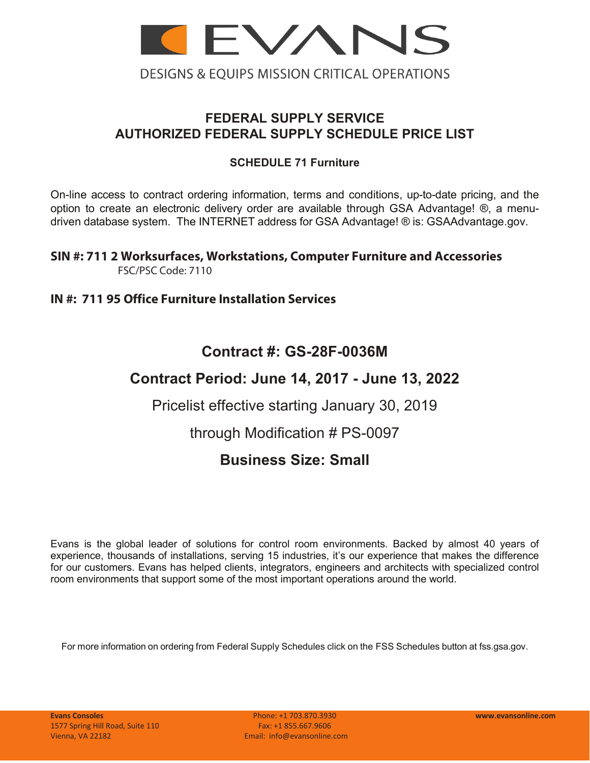# EVANS

DESIGNS & EQUIPS MISSION CRITICAL OPERATIONS

## FEDERAL SUPPLY SERVICE
## AUTHORIZED FEDERAL SUPPLY SCHEDULE PRICE LIST

### SCHEDULE 71 Furniture

On-line access to contract ordering information, terms and conditions, up-to-date pricing, and the option to create an electronic delivery order are available through GSA Advantage! ®, a menu-driven database system. The INTERNET address for GSA Advantage! ® is: GSAAdvantage.gov.

**SIN #: 711 2 Worksurfaces, Workstations, Computer Furniture and Accessories**
FSC/PSC Code: 7110

**IN #: 711 95 Office Furniture Installation Services**

## Contract #: GS-28F-0036M

## Contract Period: June 14, 2017 - June 13, 2022

Pricelist effective starting January 30, 2019

through Modification # PS-0097

## Business Size: Small

Evans is the global leader of solutions for control room environments. Backed by almost 40 years of experience, thousands of installations, serving 15 industries, it's our experience that makes the difference for our customers. Evans has helped clients, integrators, engineers and architects with specialized control room environments that support some of the most important operations around the world.

For more information on ordering from Federal Supply Schedules click on the FSS Schedules button at fss.gsa.gov.

**Evans Consoles**
1577 Spring Hill Road, Suite 110
Vienna, VA 22182

Phone: +1 703.870.3930
Fax: +1 855.667.9606
Email: info@evansonline.com

**www.evansonline.com**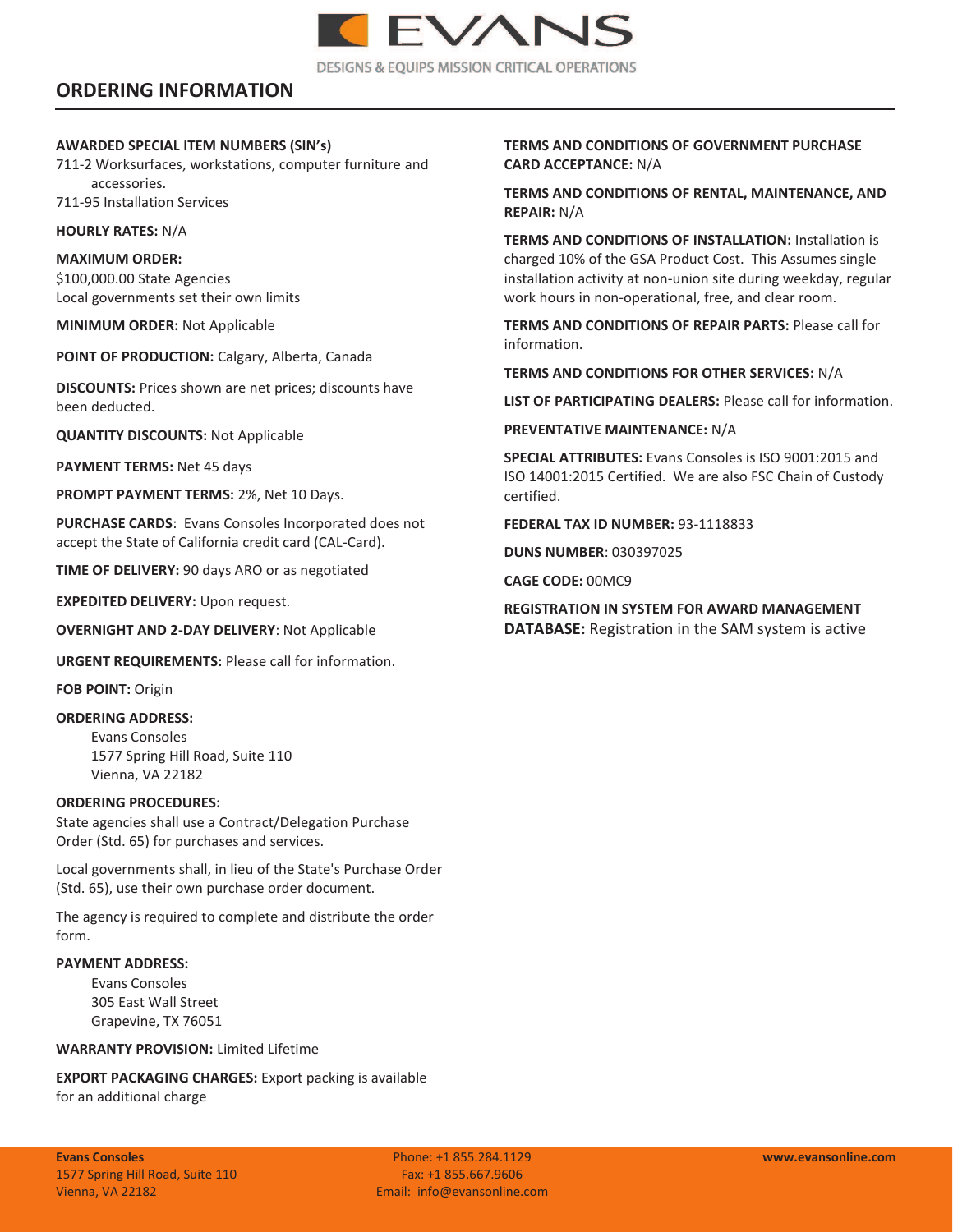EVANS

DESIGNS & EQUIPS MISSION CRITICAL OPERATIONS

## ORDERING INFORMATION

**AWARDED SPECIAL ITEM NUMBERS (SIN's)**
711-2 Worksurfaces, workstations, computer furniture and accessories.
711-95 Installation Services

**HOURLY RATES:** N/A

**MAXIMUM ORDER:**
$100,000.00 State Agencies
Local governments set their own limits

**MINIMUM ORDER:** Not Applicable

**POINT OF PRODUCTION:** Calgary, Alberta, Canada

**DISCOUNTS:** Prices shown are net prices; discounts have been deducted.

**QUANTITY DISCOUNTS:** Not Applicable

**PAYMENT TERMS:** Net 45 days

**PROMPT PAYMENT TERMS:** 2%, Net 10 Days.

**PURCHASE CARDS**: Evans Consoles Incorporated does not accept the State of California credit card (CAL-Card).

**TIME OF DELIVERY:** 90 days ARO or as negotiated

**EXPEDITED DELIVERY:** Upon request.

**OVERNIGHT AND 2-DAY DELIVERY**: Not Applicable

**URGENT REQUIREMENTS:** Please call for information.

**FOB POINT:** Origin

**ORDERING ADDRESS:**
Evans Consoles
1577 Spring Hill Road, Suite 110
Vienna, VA 22182

**ORDERING PROCEDURES:**
State agencies shall use a Contract/Delegation Purchase Order (Std. 65) for purchases and services.

Local governments shall, in lieu of the State's Purchase Order (Std. 65), use their own purchase order document.

The agency is required to complete and distribute the order form.

**PAYMENT ADDRESS:**
Evans Consoles
305 East Wall Street
Grapevine, TX 76051

**WARRANTY PROVISION:** Limited Lifetime

**EXPORT PACKAGING CHARGES:** Export packing is available for an additional charge

**TERMS AND CONDITIONS OF GOVERNMENT PURCHASE CARD ACCEPTANCE:** N/A

**TERMS AND CONDITIONS OF RENTAL, MAINTENANCE, AND REPAIR:** N/A

**TERMS AND CONDITIONS OF INSTALLATION:** Installation is charged 10% of the GSA Product Cost. This Assumes single installation activity at non-union site during weekday, regular work hours in non-operational, free, and clear room.

**TERMS AND CONDITIONS OF REPAIR PARTS:** Please call for information.

**TERMS AND CONDITIONS FOR OTHER SERVICES:** N/A

**LIST OF PARTICIPATING DEALERS:** Please call for information.

**PREVENTATIVE MAINTENANCE:** N/A

**SPECIAL ATTRIBUTES:** Evans Consoles is ISO 9001:2015 and ISO 14001:2015 Certified. We are also FSC Chain of Custody certified.

**FEDERAL TAX ID NUMBER:** 93-1118833

**DUNS NUMBER**: 030397025

**CAGE CODE:** 00MC9

**REGISTRATION IN SYSTEM FOR AWARD MANAGEMENT DATABASE:** Registration in the SAM system is active

**Evans Consoles**
1577 Spring Hill Road, Suite 110
Vienna, VA 22182

Phone: +1 855.284.1129
Fax: +1 855.667.9606
Email: info@evansonline.com

**www.evansonline.com**